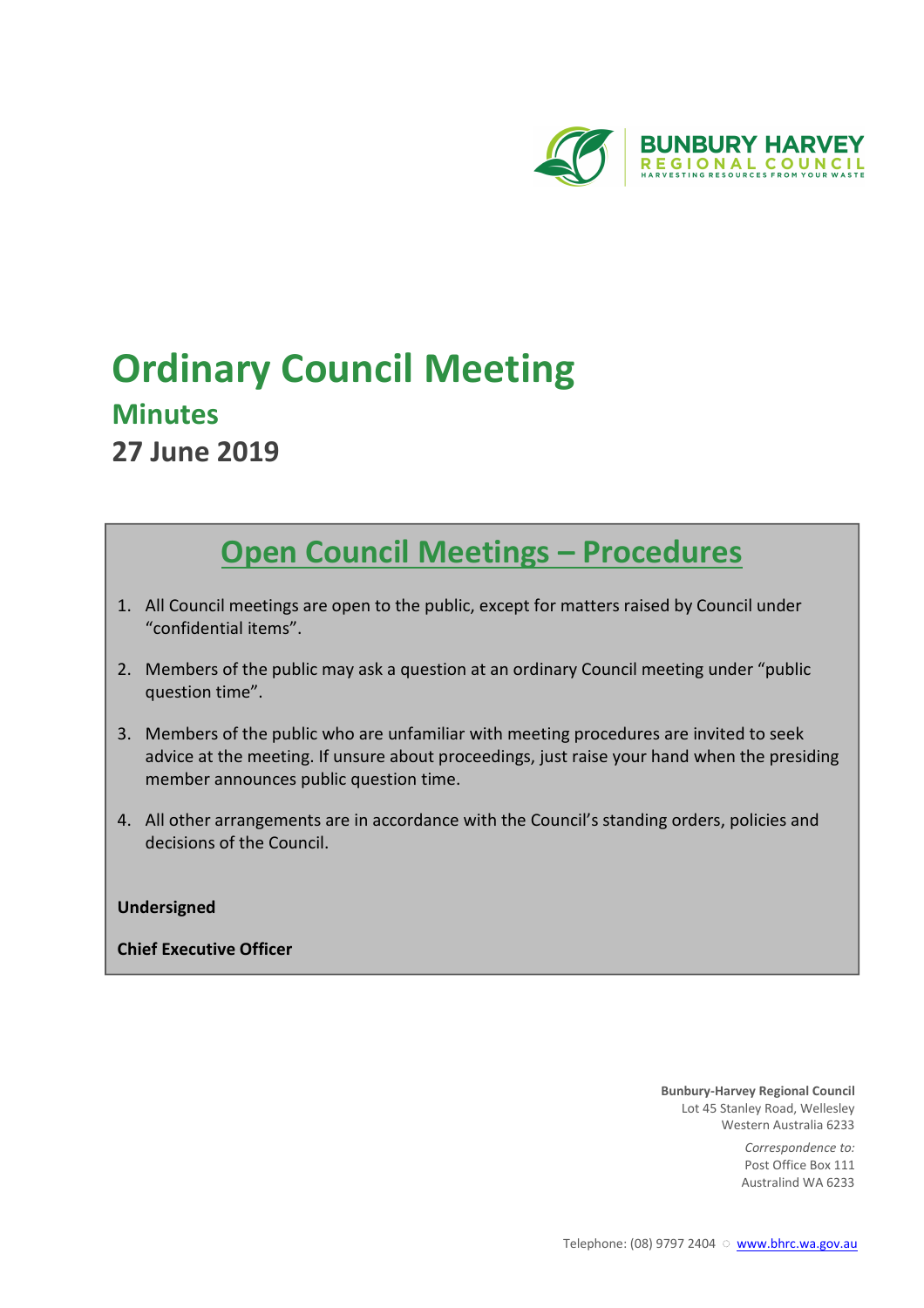BUNBURY HARVEY
REGIONAL COUNCIL
HARVESTING RESOURCES FROM YOUR WASTE

# Ordinary Council Meeting

## Minutes

## 27 June 2019

## Open Council Meetings – Procedures

1. All Council meetings are open to the public, except for matters raised by Council under "confidential items".
2. Members of the public may ask a question at an ordinary Council meeting under "public question time".
3. Members of the public who are unfamiliar with meeting procedures are invited to seek advice at the meeting. If unsure about proceedings, just raise your hand when the presiding member announces public question time.
4. All other arrangements are in accordance with the Council's standing orders, policies and decisions of the Council.

**Undersigned**

**Chief Executive Officer**

**Bunbury-Harvey Regional Council**
Lot 45 Stanley Road, Wellesley
Western Australia 6233

*Correspondence to:*
Post Office Box 111
Australind WA 6233

Telephone: (08) 9797 2404 ○ www.bhrc.wa.gov.au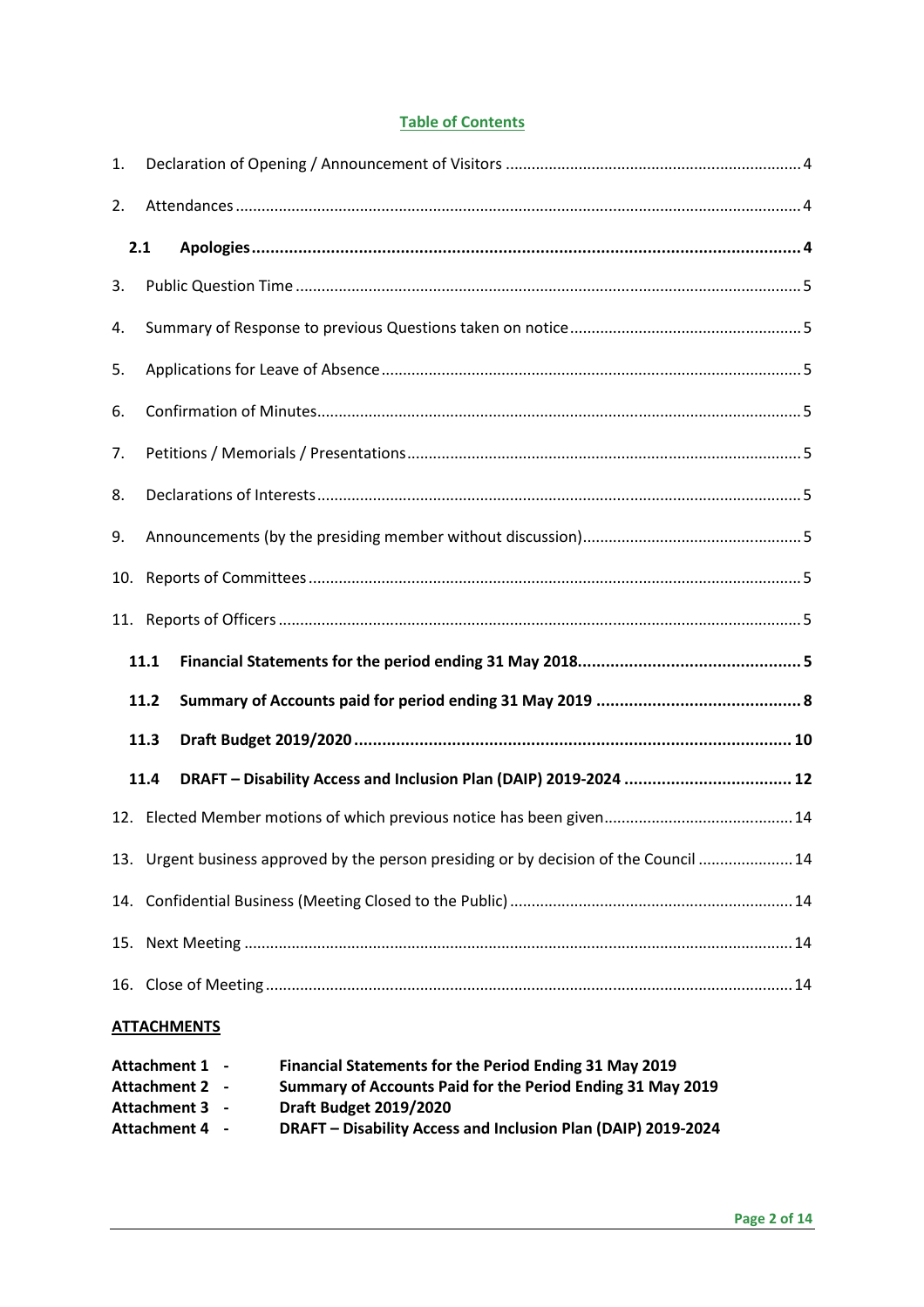**Table of Contents**

1. Declaration of Opening / Announcement of Visitors .......... 4
2. Attendances .......... 4
   - **2.1 Apologies .......... 4**
3. Public Question Time .......... 5
4. Summary of Response to previous Questions taken on notice .......... 5
5. Applications for Leave of Absence .......... 5
6. Confirmation of Minutes .......... 5
7. Petitions / Memorials / Presentations .......... 5
8. Declarations of Interests .......... 5
9. Announcements (by the presiding member without discussion) .......... 5
10. Reports of Committees .......... 5
11. Reports of Officers .......... 5
    - **11.1 Financial Statements for the period ending 31 May 2018 .......... 5**
    - **11.2 Summary of Accounts paid for period ending 31 May 2019 .......... 8**
    - **11.3 Draft Budget 2019/2020 .......... 10**
    - **11.4 DRAFT – Disability Access and Inclusion Plan (DAIP) 2019-2024 .......... 12**
12. Elected Member motions of which previous notice has been given .......... 14
13. Urgent business approved by the person presiding or by decision of the Council .......... 14
14. Confidential Business (Meeting Closed to the Public) .......... 14
15. Next Meeting .......... 14
16. Close of Meeting .......... 14

**ATTACHMENTS**

**Attachment 1 - Financial Statements for the Period Ending 31 May 2019**
**Attachment 2 - Summary of Accounts Paid for the Period Ending 31 May 2019**
**Attachment 3 - Draft Budget 2019/2020**
**Attachment 4 - DRAFT – Disability Access and Inclusion Plan (DAIP) 2019-2024**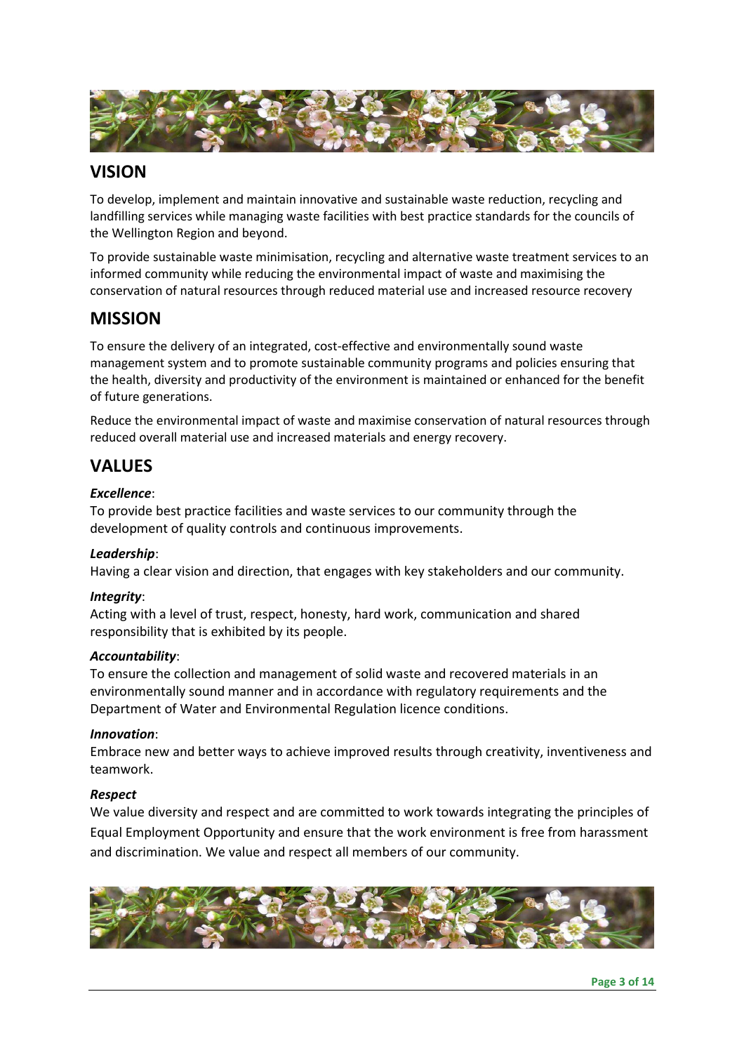## VISION

To develop, implement and maintain innovative and sustainable waste reduction, recycling and landfilling services while managing waste facilities with best practice standards for the councils of the Wellington Region and beyond.

To provide sustainable waste minimisation, recycling and alternative waste treatment services to an informed community while reducing the environmental impact of waste and maximising the conservation of natural resources through reduced material use and increased resource recovery

## MISSION

To ensure the delivery of an integrated, cost-effective and environmentally sound waste management system and to promote sustainable community programs and policies ensuring that the health, diversity and productivity of the environment is maintained or enhanced for the benefit of future generations.

Reduce the environmental impact of waste and maximise conservation of natural resources through reduced overall material use and increased materials and energy recovery.

## VALUES

***Excellence***:
To provide best practice facilities and waste services to our community through the development of quality controls and continuous improvements.

***Leadership***:
Having a clear vision and direction, that engages with key stakeholders and our community.

***Integrity***:
Acting with a level of trust, respect, honesty, hard work, communication and shared responsibility that is exhibited by its people.

***Accountability***:
To ensure the collection and management of solid waste and recovered materials in an environmentally sound manner and in accordance with regulatory requirements and the Department of Water and Environmental Regulation licence conditions.

***Innovation***:
Embrace new and better ways to achieve improved results through creativity, inventiveness and teamwork.

***Respect***
We value diversity and respect and are committed to work towards integrating the principles of Equal Employment Opportunity and ensure that the work environment is free from harassment and discrimination. We value and respect all members of our community.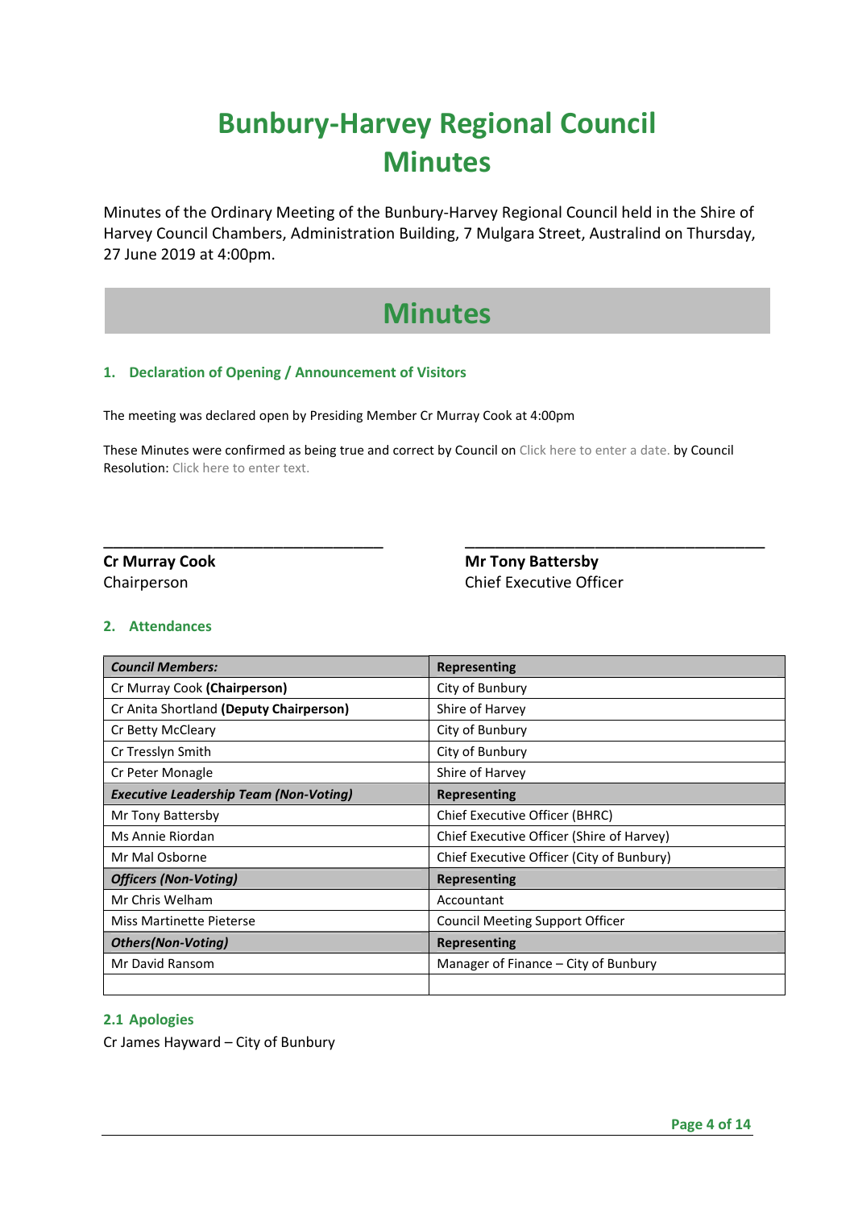# Bunbury-Harvey Regional Council Minutes

Minutes of the Ordinary Meeting of the Bunbury-Harvey Regional Council held in the Shire of Harvey Council Chambers, Administration Building, 7 Mulgara Street, Australind on Thursday, 27 June 2019 at 4:00pm.

# Minutes

### 1. Declaration of Opening / Announcement of Visitors

The meeting was declared open by Presiding Member Cr Murray Cook at 4:00pm

These Minutes were confirmed as being true and correct by Council on Click here to enter a date. by Council Resolution: Click here to enter text.

\_\_\_\_\_\_\_\_\_\_\_\_\_\_\_\_\_\_\_\_\_\_\_\_\_\_\_\_\_\_\_\_\_\_

**Cr Murray Cook**
Chairperson

\_\_\_\_\_\_\_\_\_\_\_\_\_\_\_\_\_\_\_\_\_\_\_\_\_\_\_\_\_\_\_\_\_\_

**Mr Tony Battersby**
Chief Executive Officer

### 2. Attendances

| ***Council Members:*** | **Representing** |
|---|---|
| Cr Murray Cook **(Chairperson)** | City of Bunbury |
| Cr Anita Shortland **(Deputy Chairperson)** | Shire of Harvey |
| Cr Betty McCleary | City of Bunbury |
| Cr Tresslyn Smith | City of Bunbury |
| Cr Peter Monagle | Shire of Harvey |
| ***Executive Leadership Team (Non-Voting)*** | **Representing** |
| Mr Tony Battersby | Chief Executive Officer (BHRC) |
| Ms Annie Riordan | Chief Executive Officer (Shire of Harvey) |
| Mr Mal Osborne | Chief Executive Officer (City of Bunbury) |
| ***Officers (Non-Voting)*** | **Representing** |
| Mr Chris Welham | Accountant |
| Miss Martinette Pieterse | Council Meeting Support Officer |
| ***Others(Non-Voting)*** | **Representing** |
| Mr David Ransom | Manager of Finance – City of Bunbury |
| | |

### 2.1 Apologies

Cr James Hayward – City of Bunbury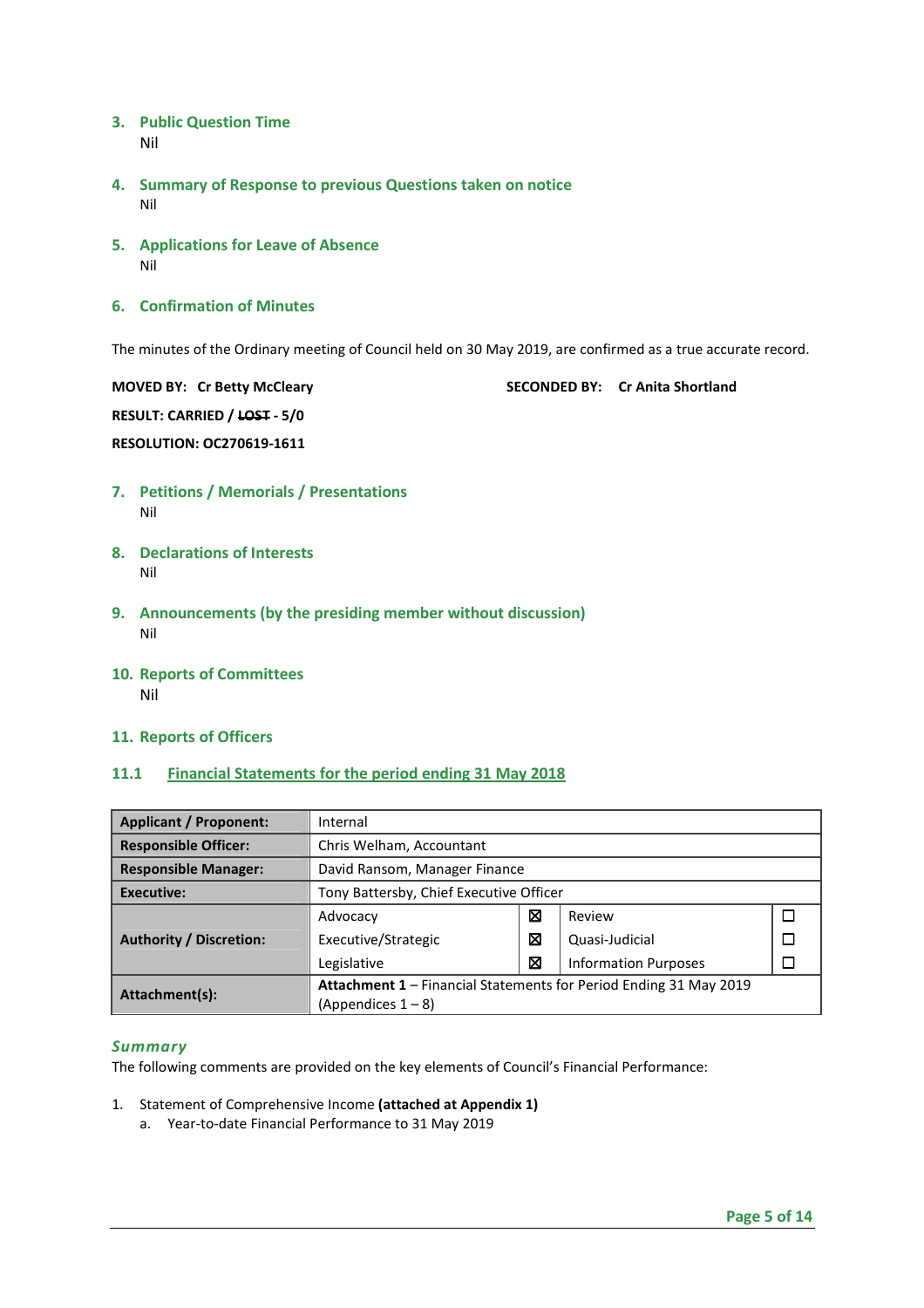## 3. Public Question Time

Nil

## 4. Summary of Response to previous Questions taken on notice

Nil

## 5. Applications for Leave of Absence

Nil

## 6. Confirmation of Minutes

The minutes of the Ordinary meeting of Council held on 30 May 2019, are confirmed as a true accurate record.

**MOVED BY: Cr Betty McCleary** **SECONDED BY: Cr Anita Shortland**

**RESULT: CARRIED / ~~LOST~~ - 5/0**

**RESOLUTION: OC270619-1611**

## 7. Petitions / Memorials / Presentations

Nil

## 8. Declarations of Interests

Nil

## 9. Announcements (by the presiding member without discussion)

Nil

## 10. Reports of Committees

Nil

## 11. Reports of Officers

### 11.1 Financial Statements for the period ending 31 May 2018

| | | | | |
|---|---|---|---|---|
| **Applicant / Proponent:** | Internal | | | |
| **Responsible Officer:** | Chris Welham, Accountant | | | |
| **Responsible Manager:** | David Ransom, Manager Finance | | | |
| **Executive:** | Tony Battersby, Chief Executive Officer | | | |
| **Authority / Discretion:** | Advocacy | ☒ | Review | ☐ |
| | Executive/Strategic | ☒ | Quasi-Judicial | ☐ |
| | Legislative | ☒ | Information Purposes | ☐ |
| **Attachment(s):** | **Attachment 1** – Financial Statements for Period Ending 31 May 2019 (Appendices 1 – 8) | | | |

#### *Summary*

The following comments are provided on the key elements of Council's Financial Performance:

1. Statement of Comprehensive Income **(attached at Appendix 1)**
   a. Year-to-date Financial Performance to 31 May 2019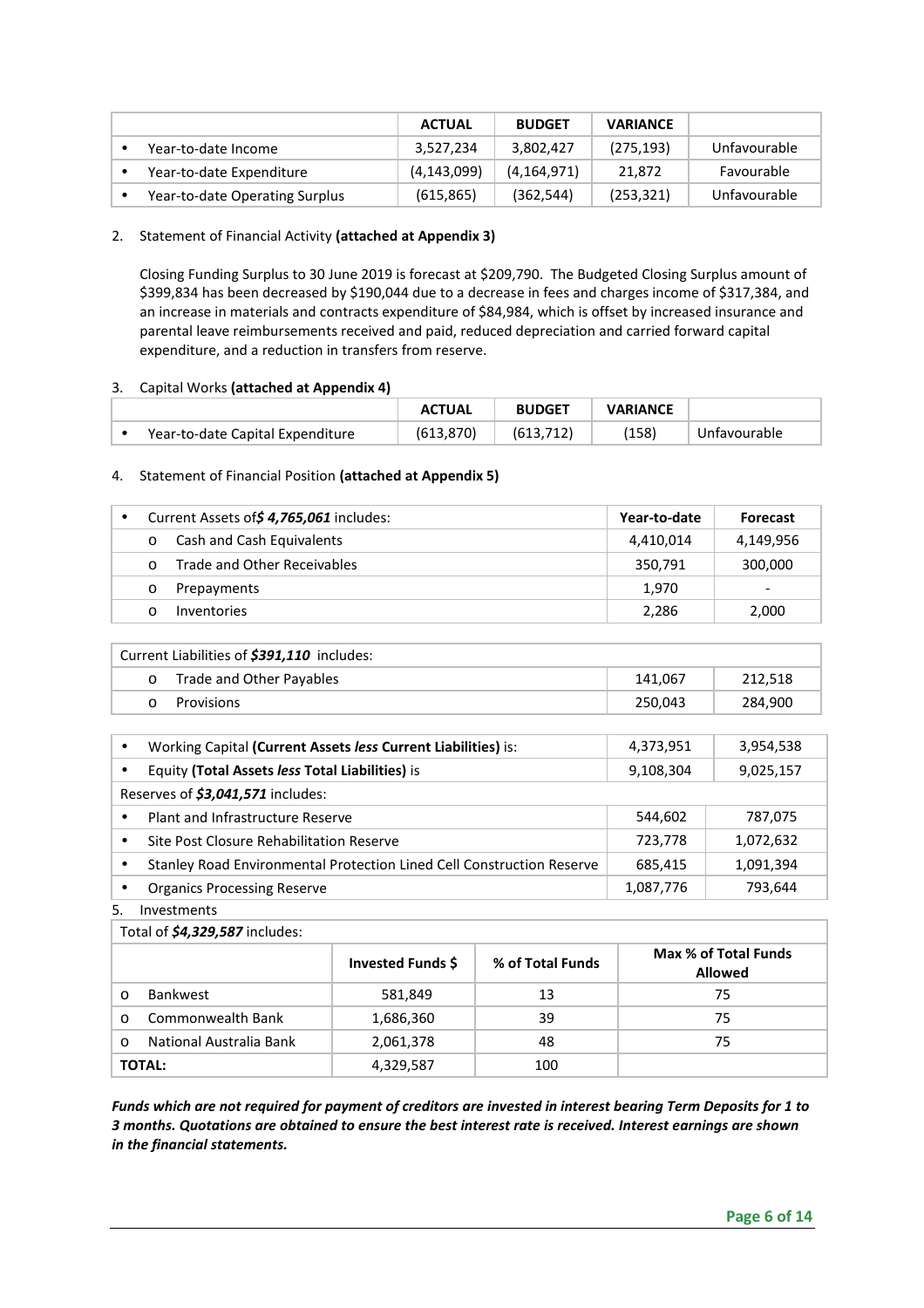| | ACTUAL | BUDGET | VARIANCE | |
|---|---|---|---|---|
| • Year-to-date Income | 3,527,234 | 3,802,427 | (275,193) | Unfavourable |
| • Year-to-date Expenditure | (4,143,099) | (4,164,971) | 21,872 | Favourable |
| • Year-to-date Operating Surplus | (615,865) | (362,544) | (253,321) | Unfavourable |

2. Statement of Financial Activity **(attached at Appendix 3)**

   Closing Funding Surplus to 30 June 2019 is forecast at $209,790. The Budgeted Closing Surplus amount of $399,834 has been decreased by $190,044 due to a decrease in fees and charges income of $317,384, and an increase in materials and contracts expenditure of $84,984, which is offset by increased insurance and parental leave reimbursements received and paid, reduced depreciation and carried forward capital expenditure, and a reduction in transfers from reserve.

3. Capital Works **(attached at Appendix 4)**

| | ACTUAL | BUDGET | VARIANCE | |
|---|---|---|---|---|
| • Year-to-date Capital Expenditure | (613,870) | (613,712) | (158) | Unfavourable |

4. Statement of Financial Position **(attached at Appendix 5)**

| • Current Assets of ***$ 4,765,061*** includes: | Year-to-date | Forecast |
|---|---|---|
| o Cash and Cash Equivalents | 4,410,014 | 4,149,956 |
| o Trade and Other Receivables | 350,791 | 300,000 |
| o Prepayments | 1,970 | - |
| o Inventories | 2,286 | 2,000 |

| Current Liabilities of ***$391,110*** includes: | | |
|---|---|---|
| o Trade and Other Payables | 141,067 | 212,518 |
| o Provisions | 250,043 | 284,900 |

| | | |
|---|---|---|
| • Working Capital **(Current Assets *less* Current Liabilities)** is: | 4,373,951 | 3,954,538 |
| • Equity **(Total Assets *less* Total Liabilities)** is | 9,108,304 | 9,025,157 |
| Reserves of ***$3,041,571*** includes: | | |
| • Plant and Infrastructure Reserve | 544,602 | 787,075 |
| • Site Post Closure Rehabilitation Reserve | 723,778 | 1,072,632 |
| • Stanley Road Environmental Protection Lined Cell Construction Reserve | 685,415 | 1,091,394 |
| • Organics Processing Reserve | 1,087,776 | 793,644 |

5. Investments

| Total of ***$4,329,587*** includes: | Invested Funds $ | % of Total Funds | Max % of Total Funds Allowed |
|---|---|---|---|
| o Bankwest | 581,849 | 13 | 75 |
| o Commonwealth Bank | 1,686,360 | 39 | 75 |
| o National Australia Bank | 2,061,378 | 48 | 75 |
| **TOTAL:** | 4,329,587 | 100 | |

***Funds which are not required for payment of creditors are invested in interest bearing Term Deposits for 1 to 3 months. Quotations are obtained to ensure the best interest rate is received. Interest earnings are shown in the financial statements.***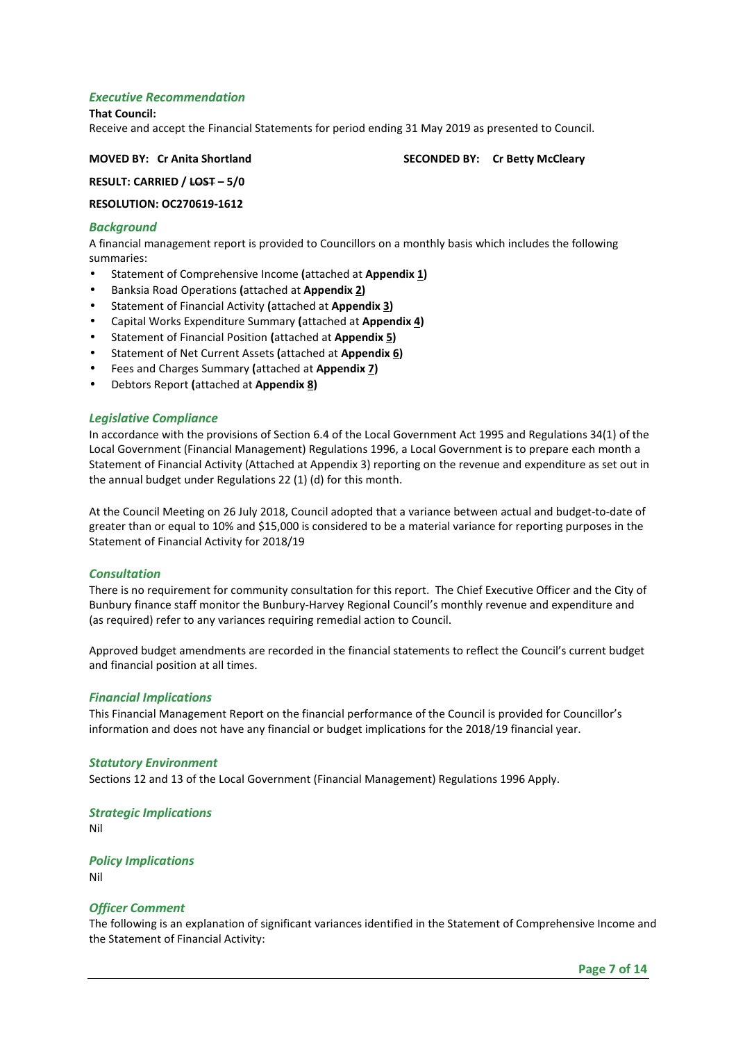### *Executive Recommendation*

**That Council:**

Receive and accept the Financial Statements for period ending 31 May 2019 as presented to Council.

**MOVED BY: Cr Anita Shortland** **SECONDED BY: Cr Betty McCleary**

**RESULT: CARRIED / ~~LOST~~ – 5/0**

**RESOLUTION: OC270619-1612**

### *Background*

A financial management report is provided to Councillors on a monthly basis which includes the following summaries:

- Statement of Comprehensive Income **(**attached at **Appendix 1)**
- Banksia Road Operations **(**attached at **Appendix 2)**
- Statement of Financial Activity **(**attached at **Appendix 3)**
- Capital Works Expenditure Summary **(**attached at **Appendix 4)**
- Statement of Financial Position **(**attached at **Appendix 5)**
- Statement of Net Current Assets **(**attached at **Appendix 6)**
- Fees and Charges Summary **(**attached at **Appendix 7)**
- Debtors Report **(**attached at **Appendix 8)**

### *Legislative Compliance*

In accordance with the provisions of Section 6.4 of the Local Government Act 1995 and Regulations 34(1) of the Local Government (Financial Management) Regulations 1996, a Local Government is to prepare each month a Statement of Financial Activity (Attached at Appendix 3) reporting on the revenue and expenditure as set out in the annual budget under Regulations 22 (1) (d) for this month.

At the Council Meeting on 26 July 2018, Council adopted that a variance between actual and budget-to-date of greater than or equal to 10% and $15,000 is considered to be a material variance for reporting purposes in the Statement of Financial Activity for 2018/19

### *Consultation*

There is no requirement for community consultation for this report. The Chief Executive Officer and the City of Bunbury finance staff monitor the Bunbury-Harvey Regional Council's monthly revenue and expenditure and (as required) refer to any variances requiring remedial action to Council.

Approved budget amendments are recorded in the financial statements to reflect the Council's current budget and financial position at all times.

### *Financial Implications*

This Financial Management Report on the financial performance of the Council is provided for Councillor's information and does not have any financial or budget implications for the 2018/19 financial year.

### *Statutory Environment*

Sections 12 and 13 of the Local Government (Financial Management) Regulations 1996 Apply.

### *Strategic Implications*

Nil

### *Policy Implications*

Nil

### *Officer Comment*

The following is an explanation of significant variances identified in the Statement of Comprehensive Income and the Statement of Financial Activity: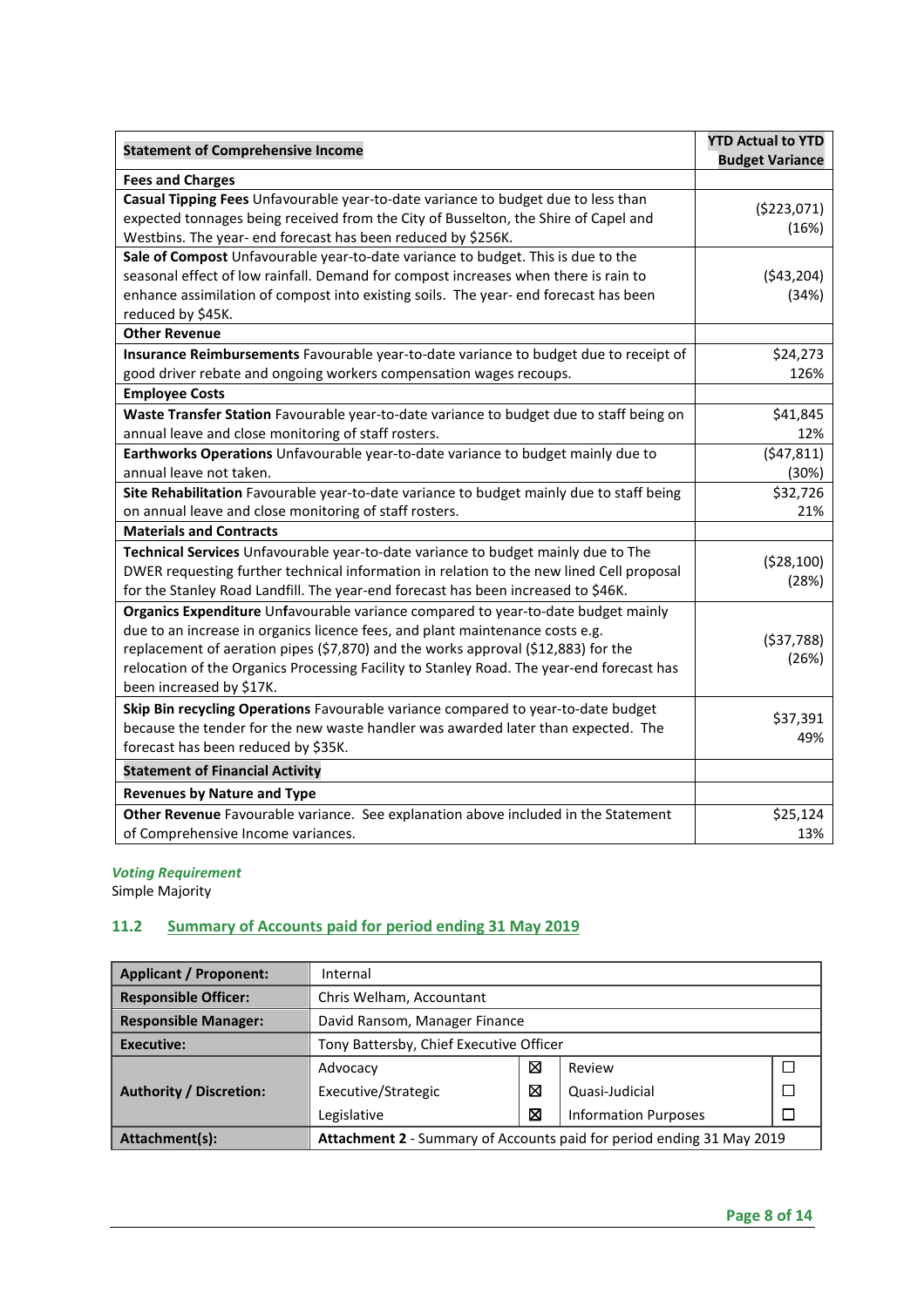| Statement of Comprehensive Income | YTD Actual to YTD Budget Variance |
|---|---|
| **Fees and Charges** | |
| **Casual Tipping Fees** Unfavourable year-to-date variance to budget due to less than expected tonnages being received from the City of Busselton, the Shire of Capel and Westbins. The year- end forecast has been reduced by $256K. | ($223,071) (16%) |
| **Sale of Compost** Unfavourable year-to-date variance to budget. This is due to the seasonal effect of low rainfall. Demand for compost increases when there is rain to enhance assimilation of compost into existing soils. The year- end forecast has been reduced by $45K. | ($43,204) (34%) |
| **Other Revenue** | |
| **Insurance Reimbursements** Favourable year-to-date variance to budget due to receipt of good driver rebate and ongoing workers compensation wages recoups. | $24,273 126% |
| **Employee Costs** | |
| **Waste Transfer Station** Favourable year-to-date variance to budget due to staff being on annual leave and close monitoring of staff rosters. | $41,845 12% |
| **Earthworks Operations** Unfavourable year-to-date variance to budget mainly due to annual leave not taken. | ($47,811) (30%) |
| **Site Rehabilitation** Favourable year-to-date variance to budget mainly due to staff being on annual leave and close monitoring of staff rosters. | $32,726 21% |
| **Materials and Contracts** | |
| **Technical Services** Unfavourable year-to-date variance to budget mainly due to The DWER requesting further technical information in relation to the new lined Cell proposal for the Stanley Road Landfill. The year-end forecast has been increased to $46K. | ($28,100) (28%) |
| **Organics Expenditure** Unfavourable variance compared to year-to-date budget mainly due to an increase in organics licence fees, and plant maintenance costs e.g. replacement of aeration pipes ($7,870) and the works approval ($12,883) for the relocation of the Organics Processing Facility to Stanley Road. The year-end forecast has been increased by $17K. | ($37,788) (26%) |
| **Skip Bin recycling Operations** Favourable variance compared to year-to-date budget because the tender for the new waste handler was awarded later than expected. The forecast has been reduced by $35K. | $37,391 49% |
| **Statement of Financial Activity** | |
| **Revenues by Nature and Type** | |
| **Other Revenue** Favourable variance. See explanation above included in the Statement of Comprehensive Income variances. | $25,124 13% |

***Voting Requirement***

Simple Majority

## 11.2 Summary of Accounts paid for period ending 31 May 2019

| | | | | |
|---|---|---|---|---|
| **Applicant / Proponent:** | Internal | | | |
| **Responsible Officer:** | Chris Welham, Accountant | | | |
| **Responsible Manager:** | David Ransom, Manager Finance | | | |
| **Executive:** | Tony Battersby, Chief Executive Officer | | | |
| **Authority / Discretion:** | Advocacy | ☒ | Review | ☐ |
| | Executive/Strategic | ☒ | Quasi-Judicial | ☐ |
| | Legislative | ☒ | Information Purposes | ☐ |
| **Attachment(s):** | **Attachment 2** - Summary of Accounts paid for period ending 31 May 2019 | | | |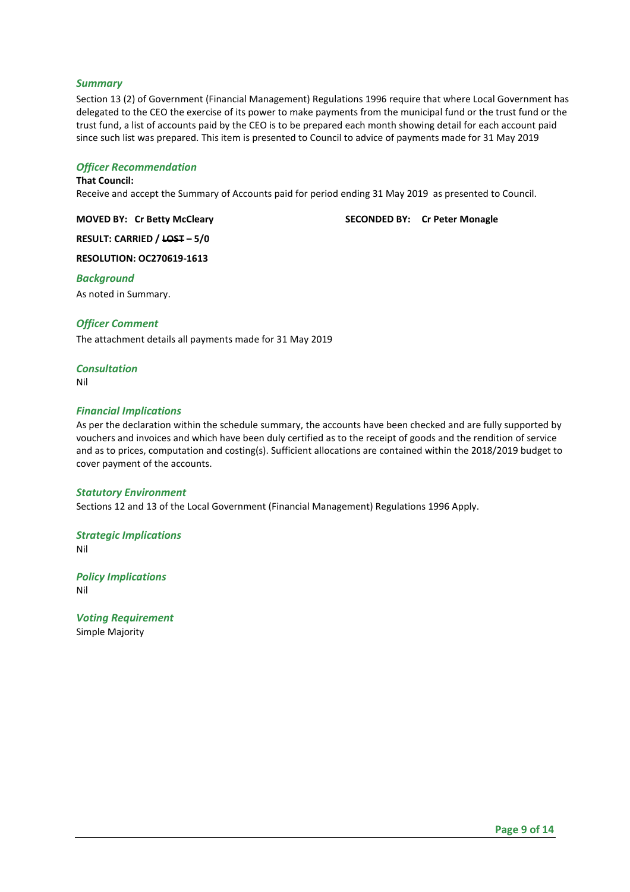### *Summary*

Section 13 (2) of Government (Financial Management) Regulations 1996 require that where Local Government has delegated to the CEO the exercise of its power to make payments from the municipal fund or the trust fund or the trust fund, a list of accounts paid by the CEO is to be prepared each month showing detail for each account paid since such list was prepared. This item is presented to Council to advice of payments made for 31 May 2019

### *Officer Recommendation*

**That Council:**

Receive and accept the Summary of Accounts paid for period ending 31 May 2019 as presented to Council.

**MOVED BY: Cr Betty McCleary** **SECONDED BY: Cr Peter Monagle**

**RESULT: CARRIED / ~~LOST~~ – 5/0**

**RESOLUTION: OC270619-1613**

### *Background*

As noted in Summary.

### *Officer Comment*

The attachment details all payments made for 31 May 2019

### *Consultation*

Nil

### *Financial Implications*

As per the declaration within the schedule summary, the accounts have been checked and are fully supported by vouchers and invoices and which have been duly certified as to the receipt of goods and the rendition of service and as to prices, computation and costing(s). Sufficient allocations are contained within the 2018/2019 budget to cover payment of the accounts.

### *Statutory Environment*

Sections 12 and 13 of the Local Government (Financial Management) Regulations 1996 Apply.

### *Strategic Implications*

Nil

### *Policy Implications*

Nil

### *Voting Requirement*

Simple Majority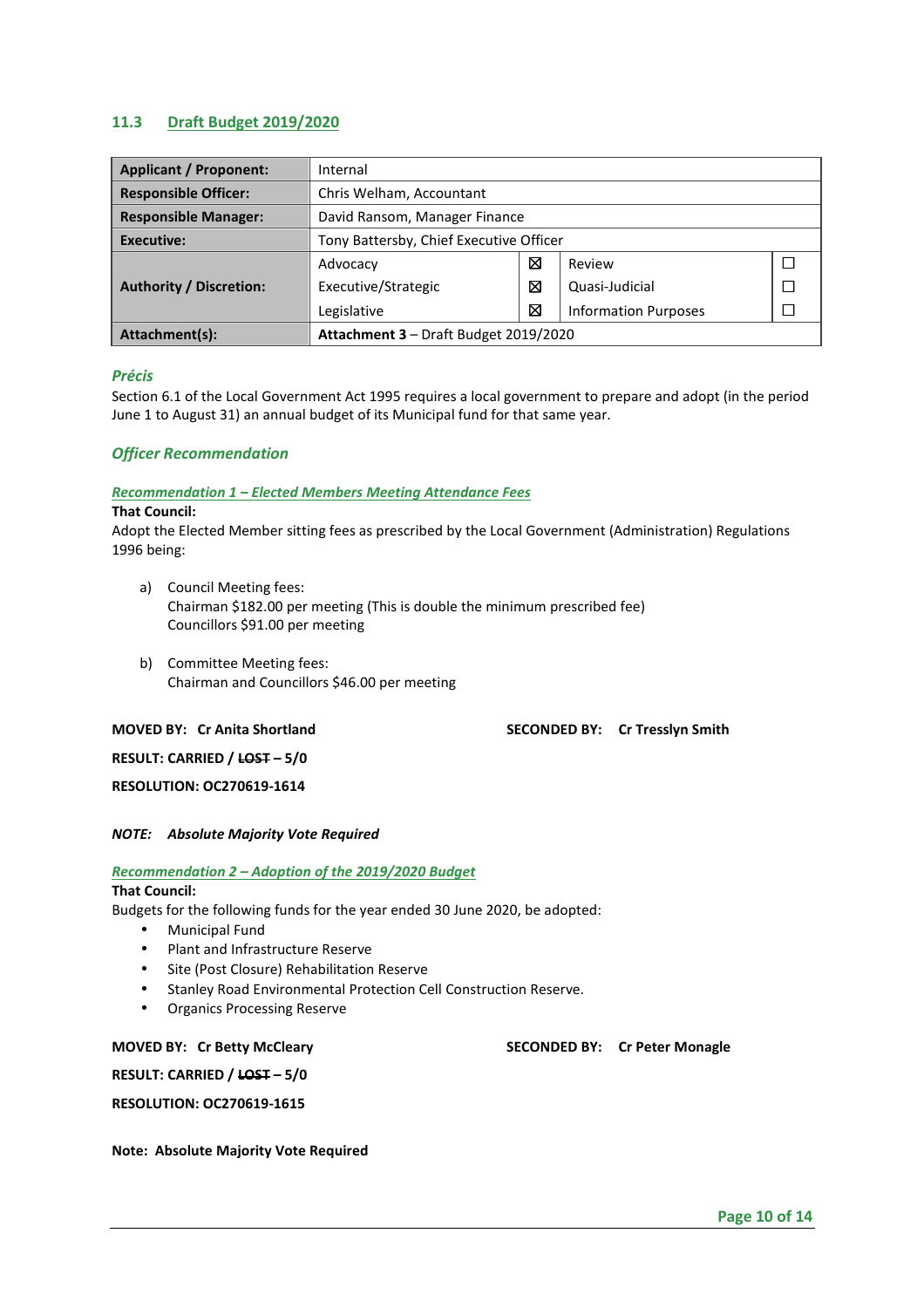## 11.3 Draft Budget 2019/2020

| Applicant / Proponent: | Internal | | | |
|---|---|---|---|---|
| Responsible Officer: | Chris Welham, Accountant | | | |
| Responsible Manager: | David Ransom, Manager Finance | | | |
| Executive: | Tony Battersby, Chief Executive Officer | | | |
| Authority / Discretion: | Advocacy | ☒ | Review | ☐ |
| | Executive/Strategic | ☒ | Quasi-Judicial | ☐ |
| | Legislative | ☒ | Information Purposes | ☐ |
| Attachment(s): | **Attachment 3** – Draft Budget 2019/2020 | | | |

### *Précis*

Section 6.1 of the Local Government Act 1995 requires a local government to prepare and adopt (in the period June 1 to August 31) an annual budget of its Municipal fund for that same year.

### *Officer Recommendation*

***Recommendation 1 – Elected Members Meeting Attendance Fees***

**That Council:**

Adopt the Elected Member sitting fees as prescribed by the Local Government (Administration) Regulations 1996 being:

a) Council Meeting fees:
   Chairman $182.00 per meeting (This is double the minimum prescribed fee)
   Councillors $91.00 per meeting

b) Committee Meeting fees:
   Chairman and Councillors $46.00 per meeting

**MOVED BY: Cr Anita Shortland** **SECONDED BY: Cr Tresslyn Smith**

**RESULT: CARRIED / ~~LOST~~ – 5/0**

**RESOLUTION: OC270619-1614**

***NOTE: Absolute Majority Vote Required***

***Recommendation 2 – Adoption of the 2019/2020 Budget***

**That Council:**

Budgets for the following funds for the year ended 30 June 2020, be adopted:

- Municipal Fund
- Plant and Infrastructure Reserve
- Site (Post Closure) Rehabilitation Reserve
- Stanley Road Environmental Protection Cell Construction Reserve.
- Organics Processing Reserve

**MOVED BY: Cr Betty McCleary** **SECONDED BY: Cr Peter Monagle**

**RESULT: CARRIED / ~~LOST~~ – 5/0**

**RESOLUTION: OC270619-1615**

**Note: Absolute Majority Vote Required**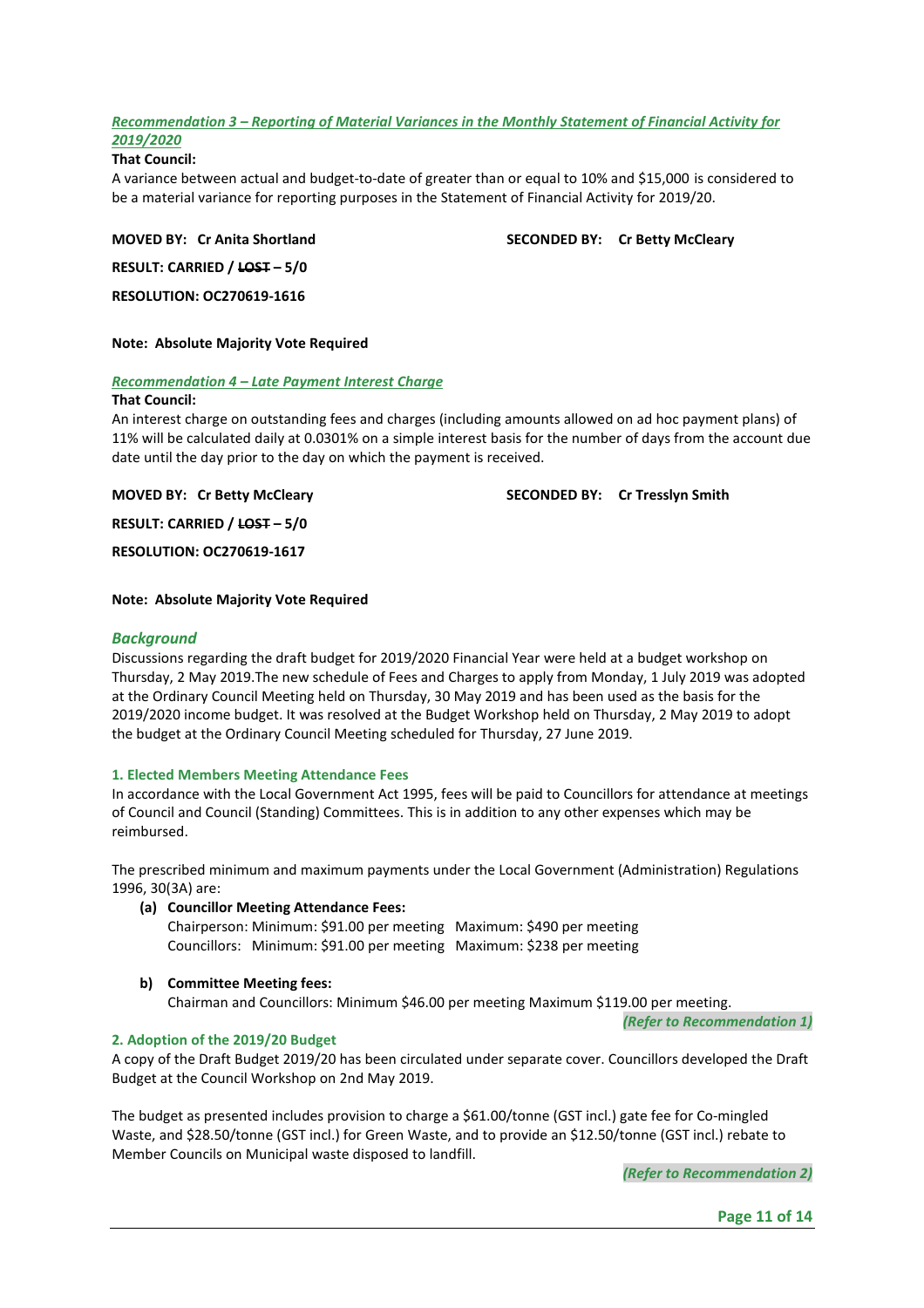*Recommendation 3 – Reporting of Material Variances in the Monthly Statement of Financial Activity for 2019/2020*

**That Council:**

A variance between actual and budget-to-date of greater than or equal to 10% and $15,000 is considered to be a material variance for reporting purposes in the Statement of Financial Activity for 2019/20.

**MOVED BY: Cr Anita Shortland** **SECONDED BY: Cr Betty McCleary**

**RESULT: CARRIED / ~~LOST~~ – 5/0**

**RESOLUTION: OC270619-1616**

**Note: Absolute Majority Vote Required**

*Recommendation 4 – Late Payment Interest Charge*

**That Council:**

An interest charge on outstanding fees and charges (including amounts allowed on ad hoc payment plans) of 11% will be calculated daily at 0.0301% on a simple interest basis for the number of days from the account due date until the day prior to the day on which the payment is received.

**MOVED BY: Cr Betty McCleary** **SECONDED BY: Cr Tresslyn Smith**

**RESULT: CARRIED / ~~LOST~~ – 5/0**

**RESOLUTION: OC270619-1617**

**Note: Absolute Majority Vote Required**

## *Background*

Discussions regarding the draft budget for 2019/2020 Financial Year were held at a budget workshop on Thursday, 2 May 2019.The new schedule of Fees and Charges to apply from Monday, 1 July 2019 was adopted at the Ordinary Council Meeting held on Thursday, 30 May 2019 and has been used as the basis for the 2019/2020 income budget. It was resolved at the Budget Workshop held on Thursday, 2 May 2019 to adopt the budget at the Ordinary Council Meeting scheduled for Thursday, 27 June 2019.

### 1. Elected Members Meeting Attendance Fees

In accordance with the Local Government Act 1995, fees will be paid to Councillors for attendance at meetings of Council and Council (Standing) Committees. This is in addition to any other expenses which may be reimbursed.

The prescribed minimum and maximum payments under the Local Government (Administration) Regulations 1996, 30(3A) are:

**(a) Councillor Meeting Attendance Fees:**
Chairperson: Minimum: $91.00 per meeting Maximum: $490 per meeting
Councillors: Minimum: $91.00 per meeting Maximum: $238 per meeting

**b) Committee Meeting fees:**
Chairman and Councillors: Minimum $46.00 per meeting Maximum $119.00 per meeting.

*(Refer to Recommendation 1)*

### 2. Adoption of the 2019/20 Budget

A copy of the Draft Budget 2019/20 has been circulated under separate cover. Councillors developed the Draft Budget at the Council Workshop on 2nd May 2019.

The budget as presented includes provision to charge a $61.00/tonne (GST incl.) gate fee for Co-mingled Waste, and $28.50/tonne (GST incl.) for Green Waste, and to provide an $12.50/tonne (GST incl.) rebate to Member Councils on Municipal waste disposed to landfill.

*(Refer to Recommendation 2)*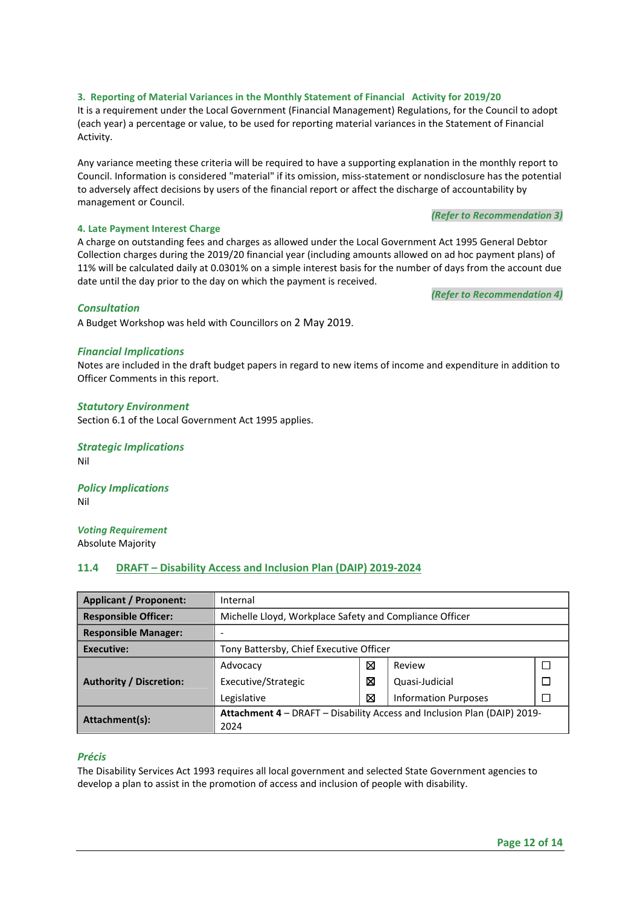### 3. Reporting of Material Variances in the Monthly Statement of Financial Activity for 2019/20

It is a requirement under the Local Government (Financial Management) Regulations, for the Council to adopt (each year) a percentage or value, to be used for reporting material variances in the Statement of Financial Activity.

Any variance meeting these criteria will be required to have a supporting explanation in the monthly report to Council. Information is considered "material" if its omission, miss-statement or nondisclosure has the potential to adversely affect decisions by users of the financial report or affect the discharge of accountability by management or Council.

*(Refer to Recommendation 3)*

### 4. Late Payment Interest Charge

A charge on outstanding fees and charges as allowed under the Local Government Act 1995 General Debtor Collection charges during the 2019/20 financial year (including amounts allowed on ad hoc payment plans) of 11% will be calculated daily at 0.0301% on a simple interest basis for the number of days from the account due date until the day prior to the day on which the payment is received.

*(Refer to Recommendation 4)*

### *Consultation*

A Budget Workshop was held with Councillors on 2 May 2019.

### *Financial Implications*

Notes are included in the draft budget papers in regard to new items of income and expenditure in addition to Officer Comments in this report.

### *Statutory Environment*

Section 6.1 of the Local Government Act 1995 applies.

### *Strategic Implications*

Nil

### *Policy Implications*

Nil

### *Voting Requirement*

Absolute Majority

## 11.4 DRAFT – Disability Access and Inclusion Plan (DAIP) 2019-2024

| **Applicant / Proponent:** | Internal | | | |
|---|---|---|---|---|
| **Responsible Officer:** | Michelle Lloyd, Workplace Safety and Compliance Officer | | | |
| **Responsible Manager:** | - | | | |
| **Executive:** | Tony Battersby, Chief Executive Officer | | | |
| **Authority / Discretion:** | Advocacy | ☒ | Review | ☐ |
| | Executive/Strategic | ☒ | Quasi-Judicial | ☐ |
| | Legislative | ☒ | Information Purposes | ☐ |
| **Attachment(s):** | **Attachment 4** – DRAFT – Disability Access and Inclusion Plan (DAIP) 2019-2024 | | | |

### *Précis*

The Disability Services Act 1993 requires all local government and selected State Government agencies to develop a plan to assist in the promotion of access and inclusion of people with disability.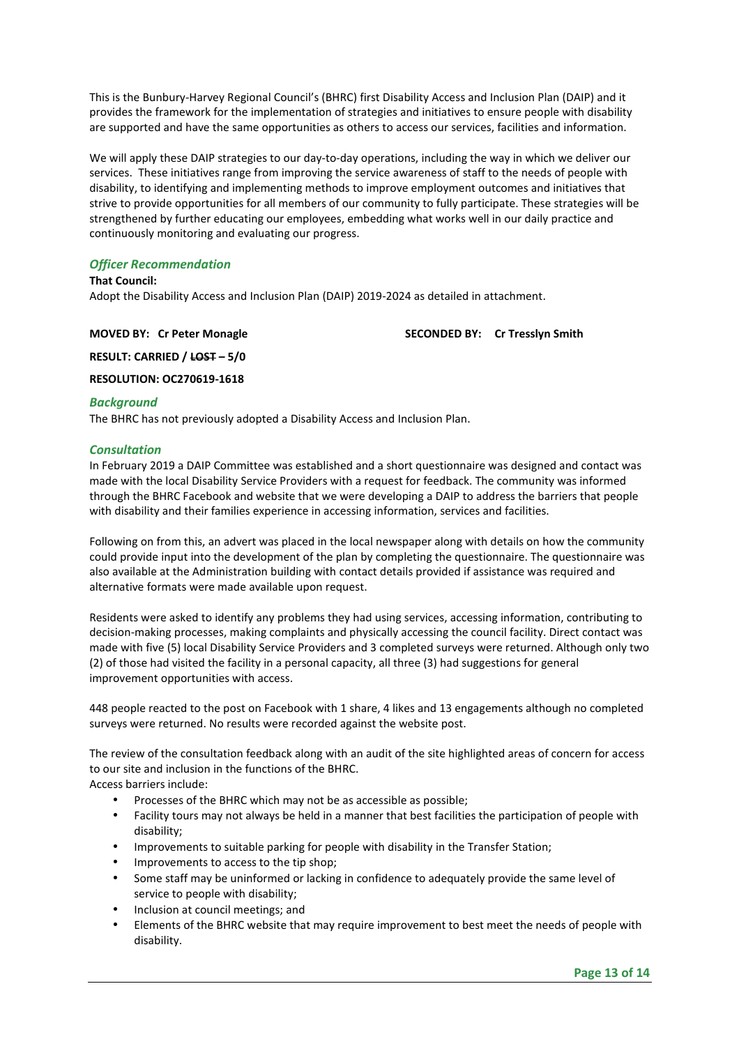This is the Bunbury-Harvey Regional Council's (BHRC) first Disability Access and Inclusion Plan (DAIP) and it provides the framework for the implementation of strategies and initiatives to ensure people with disability are supported and have the same opportunities as others to access our services, facilities and information.

We will apply these DAIP strategies to our day-to-day operations, including the way in which we deliver our services. These initiatives range from improving the service awareness of staff to the needs of people with disability, to identifying and implementing methods to improve employment outcomes and initiatives that strive to provide opportunities for all members of our community to fully participate. These strategies will be strengthened by further educating our employees, embedding what works well in our daily practice and continuously monitoring and evaluating our progress.

### *Officer Recommendation*

**That Council:**
Adopt the Disability Access and Inclusion Plan (DAIP) 2019-2024 as detailed in attachment.

**MOVED BY: Cr Peter Monagle** **SECONDED BY: Cr Tresslyn Smith**

**RESULT: CARRIED / ~~LOST~~ – 5/0**

**RESOLUTION: OC270619-1618**

### *Background*

The BHRC has not previously adopted a Disability Access and Inclusion Plan.

### *Consultation*

In February 2019 a DAIP Committee was established and a short questionnaire was designed and contact was made with the local Disability Service Providers with a request for feedback. The community was informed through the BHRC Facebook and website that we were developing a DAIP to address the barriers that people with disability and their families experience in accessing information, services and facilities.

Following on from this, an advert was placed in the local newspaper along with details on how the community could provide input into the development of the plan by completing the questionnaire. The questionnaire was also available at the Administration building with contact details provided if assistance was required and alternative formats were made available upon request.

Residents were asked to identify any problems they had using services, accessing information, contributing to decision-making processes, making complaints and physically accessing the council facility. Direct contact was made with five (5) local Disability Service Providers and 3 completed surveys were returned. Although only two (2) of those had visited the facility in a personal capacity, all three (3) had suggestions for general improvement opportunities with access.

448 people reacted to the post on Facebook with 1 share, 4 likes and 13 engagements although no completed surveys were returned. No results were recorded against the website post.

The review of the consultation feedback along with an audit of the site highlighted areas of concern for access to our site and inclusion in the functions of the BHRC.
Access barriers include:

- Processes of the BHRC which may not be as accessible as possible;
- Facility tours may not always be held in a manner that best facilities the participation of people with disability;
- Improvements to suitable parking for people with disability in the Transfer Station;
- Improvements to access to the tip shop;
- Some staff may be uninformed or lacking in confidence to adequately provide the same level of service to people with disability;
- Inclusion at council meetings; and
- Elements of the BHRC website that may require improvement to best meet the needs of people with disability.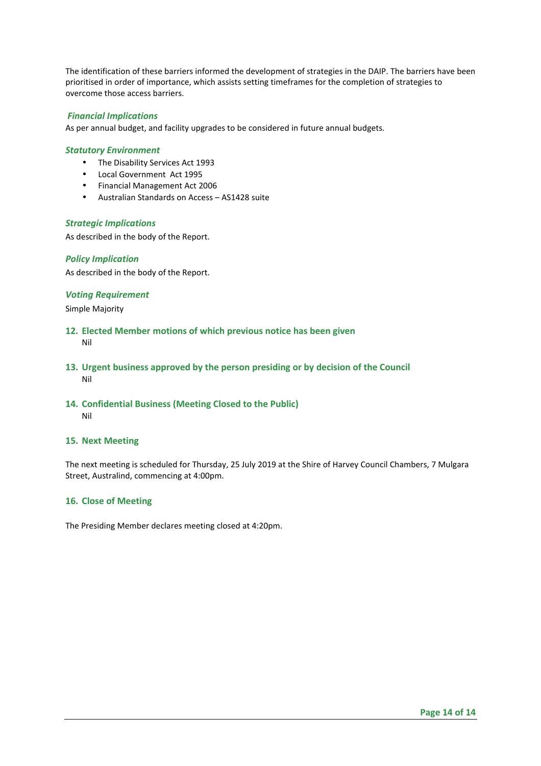The identification of these barriers informed the development of strategies in the DAIP. The barriers have been prioritised in order of importance, which assists setting timeframes for the completion of strategies to overcome those access barriers.

### *Financial Implications*

As per annual budget, and facility upgrades to be considered in future annual budgets.

### *Statutory Environment*

- The Disability Services Act 1993
- Local Government Act 1995
- Financial Management Act 2006
- Australian Standards on Access – AS1428 suite

### *Strategic Implications*

As described in the body of the Report.

### *Policy Implication*

As described in the body of the Report.

### *Voting Requirement*

Simple Majority

## 12. Elected Member motions of which previous notice has been given

Nil

## 13. Urgent business approved by the person presiding or by decision of the Council

Nil

## 14. Confidential Business (Meeting Closed to the Public)

Nil

## 15. Next Meeting

The next meeting is scheduled for Thursday, 25 July 2019 at the Shire of Harvey Council Chambers, 7 Mulgara Street, Australind, commencing at 4:00pm.

## 16. Close of Meeting

The Presiding Member declares meeting closed at 4:20pm.